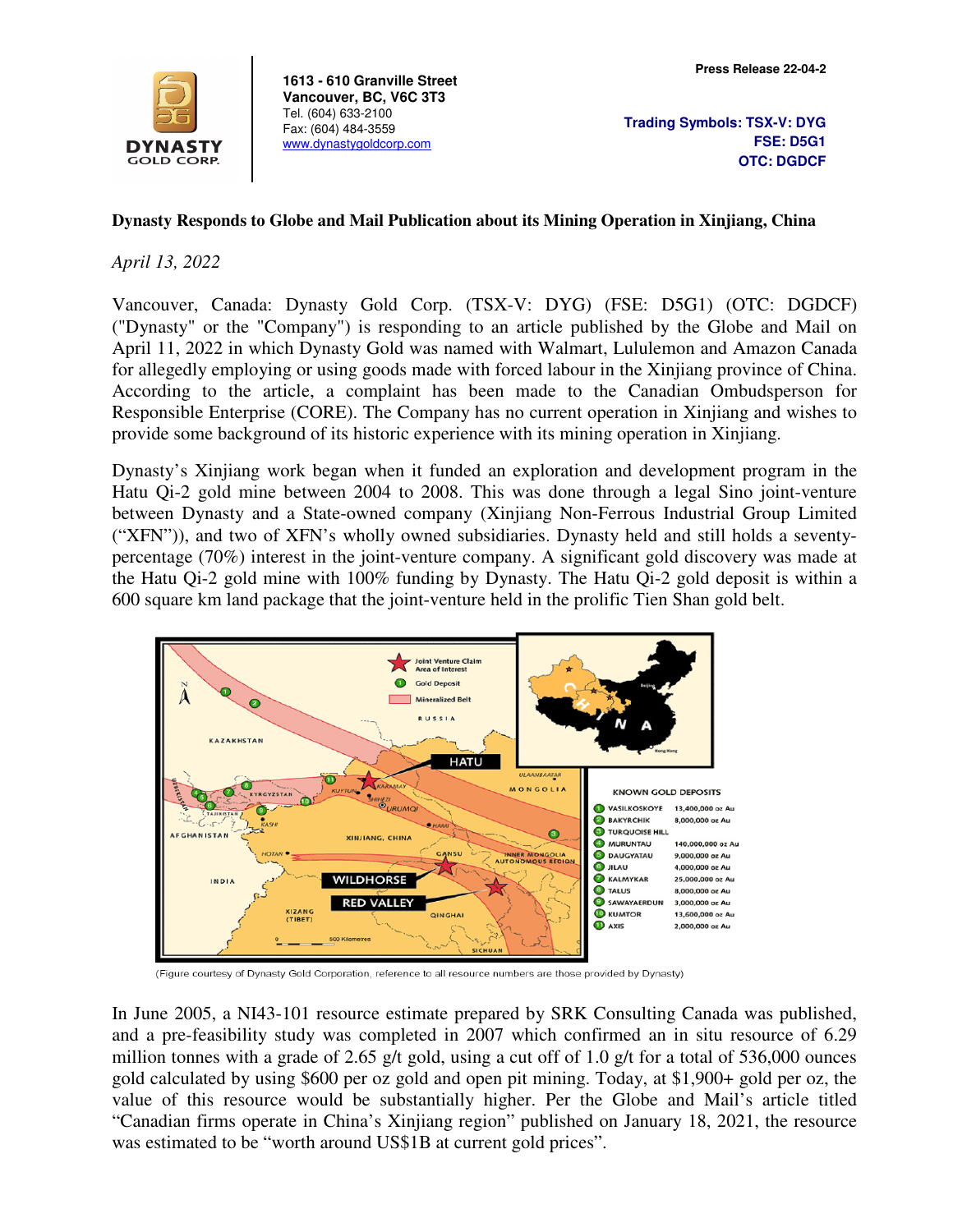**1613 - 610 Granville Street**
**Vancouver, BC, V6C 3T3**
Tel. (604) 633-2100
Fax: (604) 484-3559
www.dynastygoldcorp.com

**Press Release 22-04-2**

**Trading Symbols: TSX-V: DYG**
**FSE: D5G1**
**OTC: DGDCF**

**Dynasty Responds to Globe and Mail Publication about its Mining Operation in Xinjiang, China**

*April 13, 2022*

Vancouver, Canada: Dynasty Gold Corp. (TSX-V: DYG) (FSE: D5G1) (OTC: DGDCF) ("Dynasty" or the "Company") is responding to an article published by the Globe and Mail on April 11, 2022 in which Dynasty Gold was named with Walmart, Lululemon and Amazon Canada for allegedly employing or using goods made with forced labour in the Xinjiang province of China. According to the article, a complaint has been made to the Canadian Ombudsperson for Responsible Enterprise (CORE). The Company has no current operation in Xinjiang and wishes to provide some background of its historic experience with its mining operation in Xinjiang.

Dynasty's Xinjiang work began when it funded an exploration and development program in the Hatu Qi-2 gold mine between 2004 to 2008. This was done through a legal Sino joint-venture between Dynasty and a State-owned company (Xinjiang Non-Ferrous Industrial Group Limited ("XFN")), and two of XFN's wholly owned subsidiaries. Dynasty held and still holds a seventy-percentage (70%) interest in the joint-venture company. A significant gold discovery was made at the Hatu Qi-2 gold mine with 100% funding by Dynasty. The Hatu Qi-2 gold deposit is within a 600 square km land package that the joint-venture held in the prolific Tien Shan gold belt.

(Figure courtesy of Dynasty Gold Corporation, reference to all resource numbers are those provided by Dynasty)

In June 2005, a NI43-101 resource estimate prepared by SRK Consulting Canada was published, and a pre-feasibility study was completed in 2007 which confirmed an in situ resource of 6.29 million tonnes with a grade of 2.65 g/t gold, using a cut off of 1.0 g/t for a total of 536,000 ounces gold calculated by using $600 per oz gold and open pit mining. Today, at $1,900+ gold per oz, the value of this resource would be substantially higher. Per the Globe and Mail's article titled "Canadian firms operate in China's Xinjiang region" published on January 18, 2021, the resource was estimated to be "worth around US$1B at current gold prices".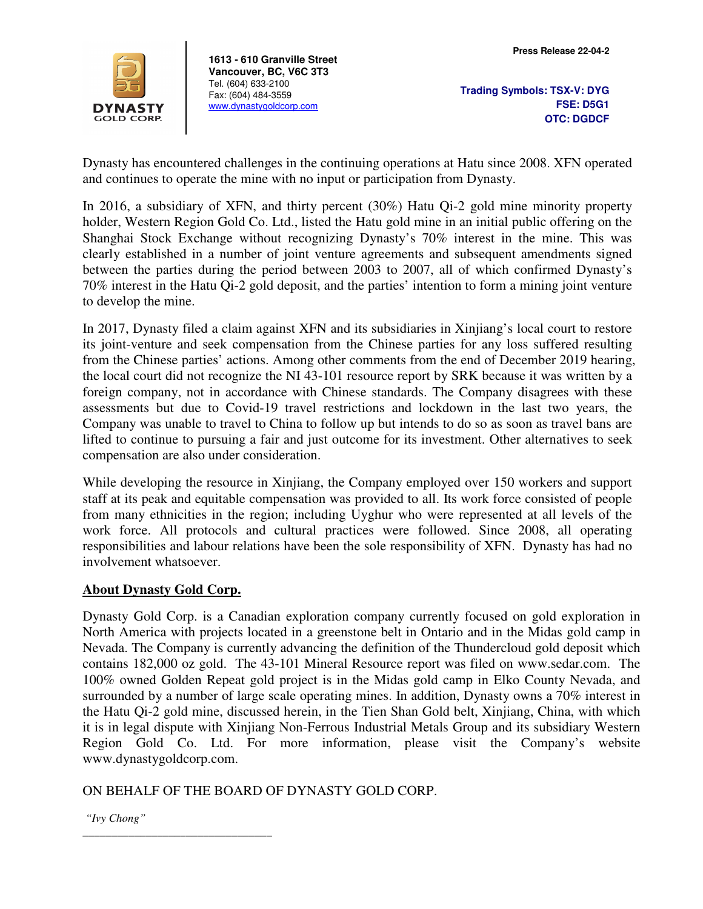Dynasty has encountered challenges in the continuing operations at Hatu since 2008. XFN operated and continues to operate the mine with no input or participation from Dynasty.

In 2016, a subsidiary of XFN, and thirty percent (30%) Hatu Qi-2 gold mine minority property holder, Western Region Gold Co. Ltd., listed the Hatu gold mine in an initial public offering on the Shanghai Stock Exchange without recognizing Dynasty's 70% interest in the mine. This was clearly established in a number of joint venture agreements and subsequent amendments signed between the parties during the period between 2003 to 2007, all of which confirmed Dynasty's 70% interest in the Hatu Qi-2 gold deposit, and the parties' intention to form a mining joint venture to develop the mine.

In 2017, Dynasty filed a claim against XFN and its subsidiaries in Xinjiang's local court to restore its joint-venture and seek compensation from the Chinese parties for any loss suffered resulting from the Chinese parties' actions. Among other comments from the end of December 2019 hearing, the local court did not recognize the NI 43-101 resource report by SRK because it was written by a foreign company, not in accordance with Chinese standards. The Company disagrees with these assessments but due to Covid-19 travel restrictions and lockdown in the last two years, the Company was unable to travel to China to follow up but intends to do so as soon as travel bans are lifted to continue to pursuing a fair and just outcome for its investment. Other alternatives to seek compensation are also under consideration.

While developing the resource in Xinjiang, the Company employed over 150 workers and support staff at its peak and equitable compensation was provided to all. Its work force consisted of people from many ethnicities in the region; including Uyghur who were represented at all levels of the work force. All protocols and cultural practices were followed. Since 2008, all operating responsibilities and labour relations have been the sole responsibility of XFN. Dynasty has had no involvement whatsoever.

**About Dynasty Gold Corp.**

Dynasty Gold Corp. is a Canadian exploration company currently focused on gold exploration in North America with projects located in a greenstone belt in Ontario and in the Midas gold camp in Nevada. The Company is currently advancing the definition of the Thundercloud gold deposit which contains 182,000 oz gold. The 43-101 Mineral Resource report was filed on www.sedar.com. The 100% owned Golden Repeat gold project is in the Midas gold camp in Elko County Nevada, and surrounded by a number of large scale operating mines. In addition, Dynasty owns a 70% interest in the Hatu Qi-2 gold mine, discussed herein, in the Tien Shan Gold belt, Xinjiang, China, with which it is in legal dispute with Xinjiang Non-Ferrous Industrial Metals Group and its subsidiary Western Region Gold Co. Ltd. For more information, please visit the Company's website www.dynastygoldcorp.com.

ON BEHALF OF THE BOARD OF DYNASTY GOLD CORP.

*"Ivy Chong"*

\_\_\_\_\_\_\_\_\_\_\_\_\_\_\_\_\_\_\_\_\_\_\_\_\_\_\_\_\_\_\_\_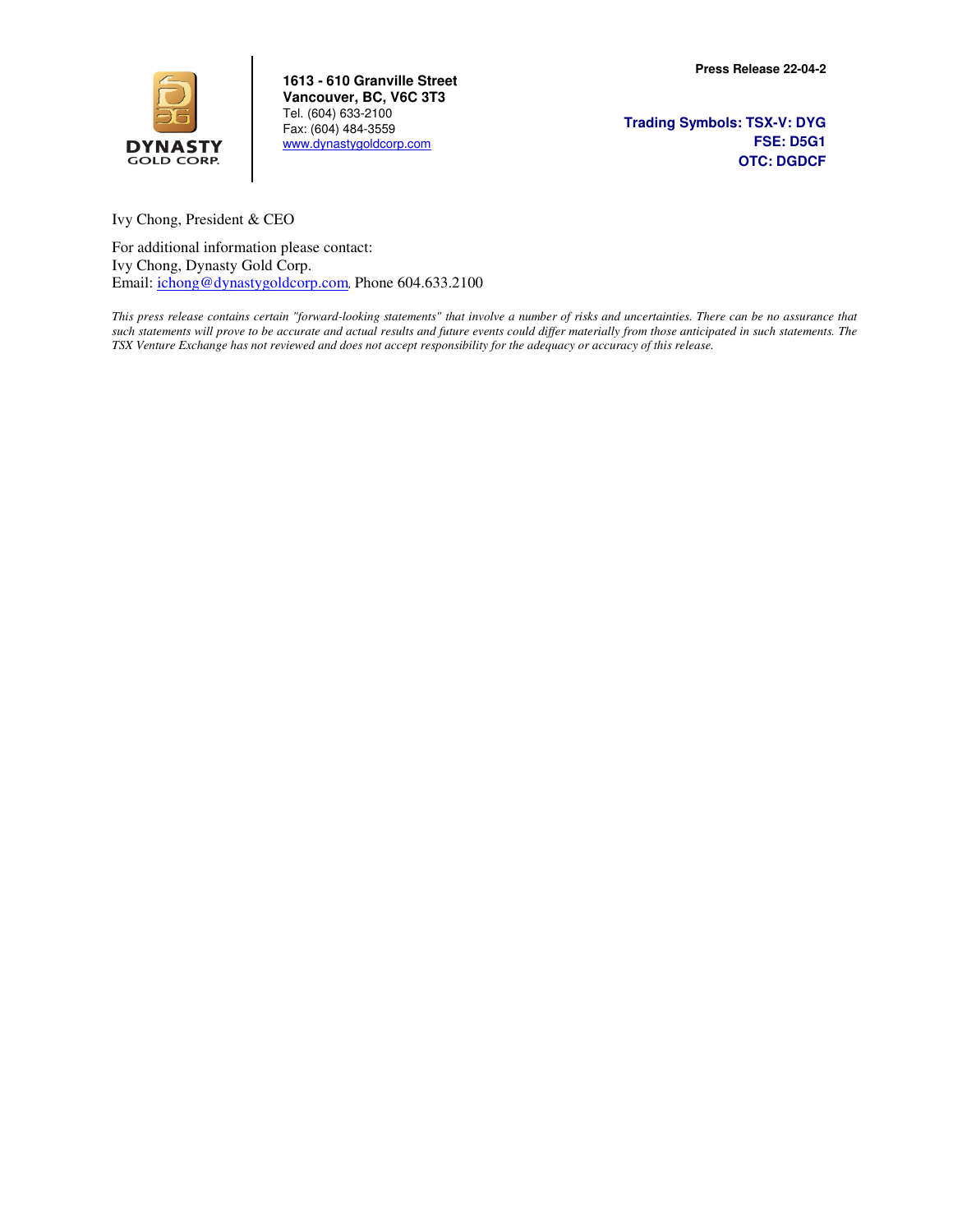**1613 - 610 Granville Street**
**Vancouver, BC, V6C 3T3**
Tel. (604) 633-2100
Fax: (604) 484-3559
www.dynastygoldcorp.com

**Press Release 22-04-2**

**Trading Symbols: TSX-V: DYG**
**FSE: D5G1**
**OTC: DGDCF**

Ivy Chong, President & CEO

For additional information please contact:
Ivy Chong, Dynasty Gold Corp.
Email: ichong@dynastygoldcorp.com, Phone 604.633.2100

*This press release contains certain "forward-looking statements" that involve a number of risks and uncertainties. There can be no assurance that such statements will prove to be accurate and actual results and future events could differ materially from those anticipated in such statements. The TSX Venture Exchange has not reviewed and does not accept responsibility for the adequacy or accuracy of this release.*